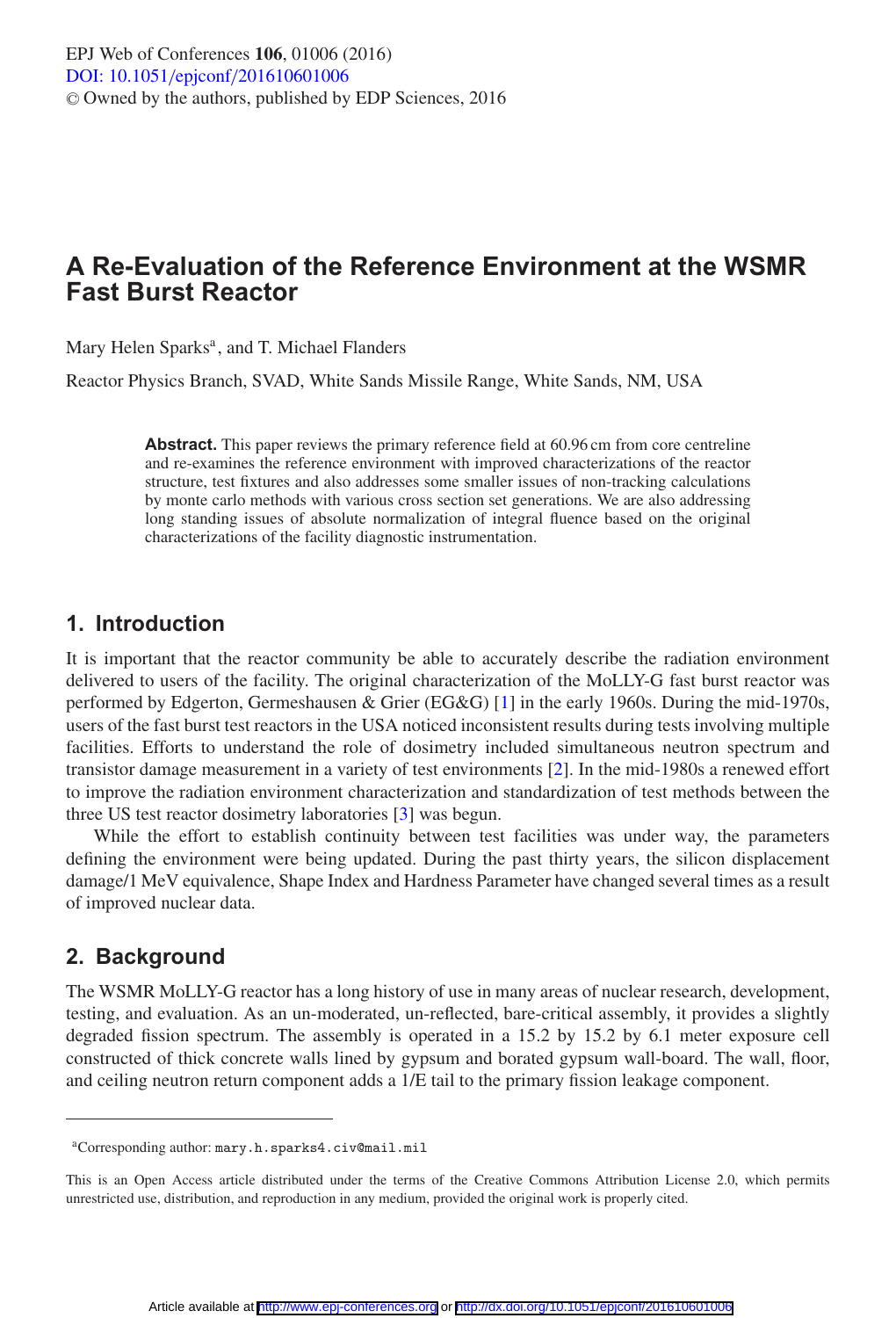# A Re-Evaluation of the Reference Environment at the WSMR Fast Burst Reactor

Mary Helen Sparks[a], and T. Michael Flanders

Reactor Physics Branch, SVAD, White Sands Missile Range, White Sands, NM, USA

**Abstract.** This paper reviews the primary reference field at 60.96 cm from core centreline and re-examines the reference environment with improved characterizations of the reactor structure, test fixtures and also addresses some smaller issues of non-tracking calculations by monte carlo methods with various cross section set generations. We are also addressing long standing issues of absolute normalization of integral fluence based on the original characterizations of the facility diagnostic instrumentation.

## 1. Introduction

It is important that the reactor community be able to accurately describe the radiation environment delivered to users of the facility. The original characterization of the MoLLY-G fast burst reactor was performed by Edgerton, Germeshausen & Grier (EG&G) [1] in the early 1960s. During the mid-1970s, users of the fast burst test reactors in the USA noticed inconsistent results during tests involving multiple facilities. Efforts to understand the role of dosimetry included simultaneous neutron spectrum and transistor damage measurement in a variety of test environments [2]. In the mid-1980s a renewed effort to improve the radiation environment characterization and standardization of test methods between the three US test reactor dosimetry laboratories [3] was begun.

While the effort to establish continuity between test facilities was under way, the parameters defining the environment were being updated. During the past thirty years, the silicon displacement damage/1 MeV equivalence, Shape Index and Hardness Parameter have changed several times as a result of improved nuclear data.

## 2. Background

The WSMR MoLLY-G reactor has a long history of use in many areas of nuclear research, development, testing, and evaluation. As an un-moderated, un-reflected, bare-critical assembly, it provides a slightly degraded fission spectrum. The assembly is operated in a 15.2 by 15.2 by 6.1 meter exposure cell constructed of thick concrete walls lined by gypsum and borated gypsum wall-board. The wall, floor, and ceiling neutron return component adds a 1/E tail to the primary fission leakage component.

---

[a]Corresponding author: mary.h.sparks4.civ@mail.mil

This is an Open Access article distributed under the terms of the Creative Commons Attribution License 2.0, which permits unrestricted use, distribution, and reproduction in any medium, provided the original work is properly cited.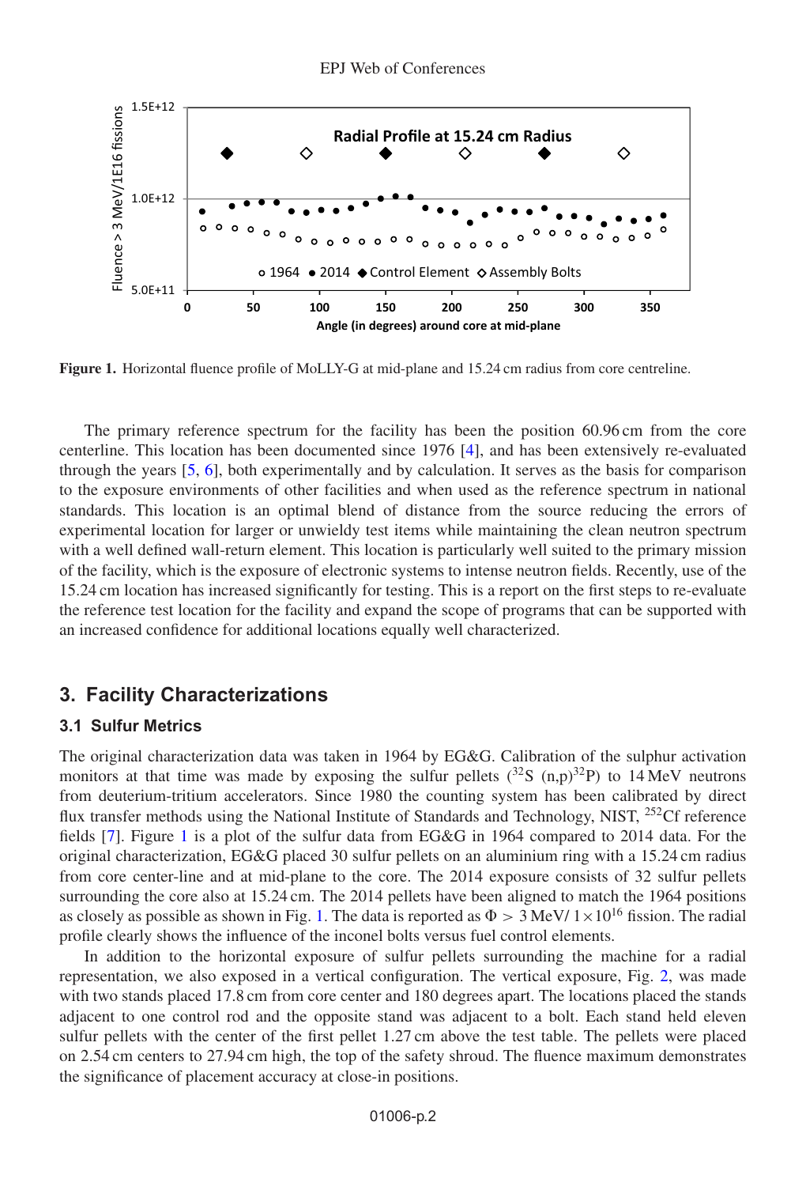**Figure 1.** Horizontal fluence profile of MoLLY-G at mid-plane and 15.24 cm radius from core centreline.

The primary reference spectrum for the facility has been the position 60.96 cm from the core centerline. This location has been documented since 1976 [4], and has been extensively re-evaluated through the years [5, 6], both experimentally and by calculation. It serves as the basis for comparison to the exposure environments of other facilities and when used as the reference spectrum in national standards. This location is an optimal blend of distance from the source reducing the errors of experimental location for larger or unwieldy test items while maintaining the clean neutron spectrum with a well defined wall-return element. This location is particularly well suited to the primary mission of the facility, which is the exposure of electronic systems to intense neutron fields. Recently, use of the 15.24 cm location has increased significantly for testing. This is a report on the first steps to re-evaluate the reference test location for the facility and expand the scope of programs that can be supported with an increased confidence for additional locations equally well characterized.

## 3. Facility Characterizations

### 3.1 Sulfur Metrics

The original characterization data was taken in 1964 by EG&G. Calibration of the sulphur activation monitors at that time was made by exposing the sulfur pellets ($^{32}S$ (n,p)$^{32}P$) to 14 MeV neutrons from deuterium-tritium accelerators. Since 1980 the counting system has been calibrated by direct flux transfer methods using the National Institute of Standards and Technology, NIST, $^{252}Cf$ reference fields [7]. Figure 1 is a plot of the sulfur data from EG&G in 1964 compared to 2014 data. For the original characterization, EG&G placed 30 sulfur pellets on an aluminium ring with a 15.24 cm radius from core center-line and at mid-plane to the core. The 2014 exposure consists of 32 sulfur pellets surrounding the core also at 15.24 cm. The 2014 pellets have been aligned to match the 1964 positions as closely as possible as shown in Fig. 1. The data is reported as $\Phi > 3$ MeV/ $1 \times 10^{16}$ fission. The radial profile clearly shows the influence of the inconel bolts versus fuel control elements.

In addition to the horizontal exposure of sulfur pellets surrounding the machine for a radial representation, we also exposed in a vertical configuration. The vertical exposure, Fig. 2, was made with two stands placed 17.8 cm from core center and 180 degrees apart. The locations placed the stands adjacent to one control rod and the opposite stand was adjacent to a bolt. Each stand held eleven sulfur pellets with the center of the first pellet 1.27 cm above the test table. The pellets were placed on 2.54 cm centers to 27.94 cm high, the top of the safety shroud. The fluence maximum demonstrates the significance of placement accuracy at close-in positions.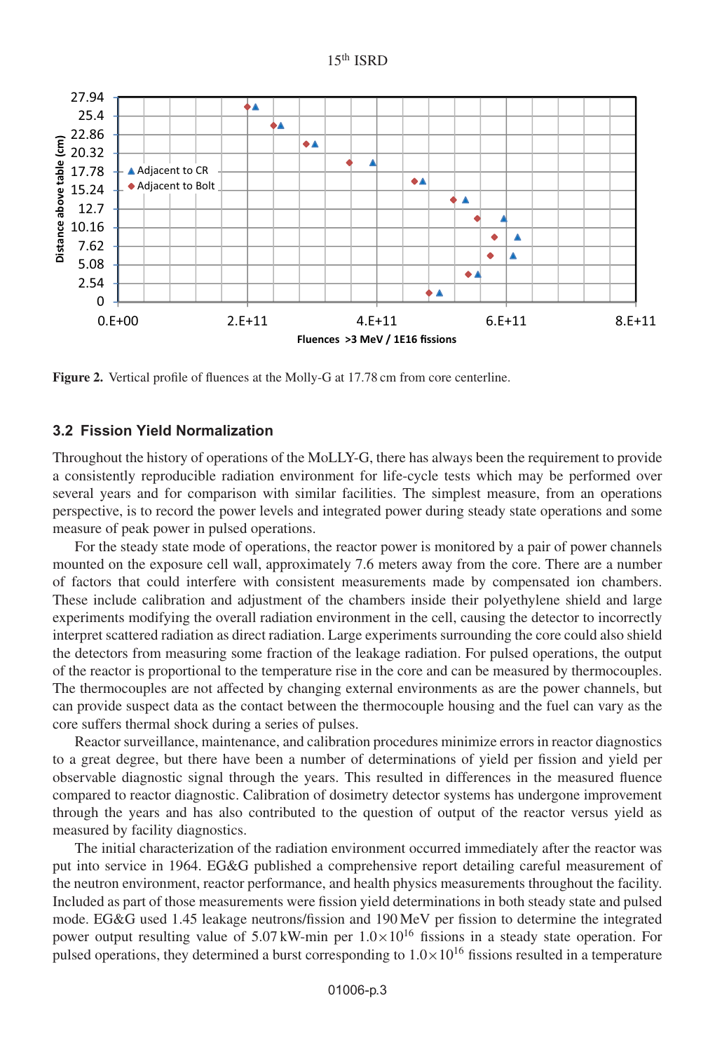Figure 2. Vertical profile of fluences at the Molly-G at 17.78 cm from core centerline.

### 3.2 Fission Yield Normalization

Throughout the history of operations of the MoLLY-G, there has always been the requirement to provide a consistently reproducible radiation environment for life-cycle tests which may be performed over several years and for comparison with similar facilities. The simplest measure, from an operations perspective, is to record the power levels and integrated power during steady state operations and some measure of peak power in pulsed operations.

For the steady state mode of operations, the reactor power is monitored by a pair of power channels mounted on the exposure cell wall, approximately 7.6 meters away from the core. There are a number of factors that could interfere with consistent measurements made by compensated ion chambers. These include calibration and adjustment of the chambers inside their polyethylene shield and large experiments modifying the overall radiation environment in the cell, causing the detector to incorrectly interpret scattered radiation as direct radiation. Large experiments surrounding the core could also shield the detectors from measuring some fraction of the leakage radiation. For pulsed operations, the output of the reactor is proportional to the temperature rise in the core and can be measured by thermocouples. The thermocouples are not affected by changing external environments as are the power channels, but can provide suspect data as the contact between the thermocouple housing and the fuel can vary as the core suffers thermal shock during a series of pulses.

Reactor surveillance, maintenance, and calibration procedures minimize errors in reactor diagnostics to a great degree, but there have been a number of determinations of yield per fission and yield per observable diagnostic signal through the years. This resulted in differences in the measured fluence compared to reactor diagnostic. Calibration of dosimetry detector systems has undergone improvement through the years and has also contributed to the question of output of the reactor versus yield as measured by facility diagnostics.

The initial characterization of the radiation environment occurred immediately after the reactor was put into service in 1964. EG&G published a comprehensive report detailing careful measurement of the neutron environment, reactor performance, and health physics measurements throughout the facility. Included as part of those measurements were fission yield determinations in both steady state and pulsed mode. EG&G used 1.45 leakage neutrons/fission and 190 MeV per fission to determine the integrated power output resulting value of 5.07 kW-min per $1.0\times10^{16}$ fissions in a steady state operation. For pulsed operations, they determined a burst corresponding to $1.0\times10^{16}$ fissions resulted in a temperature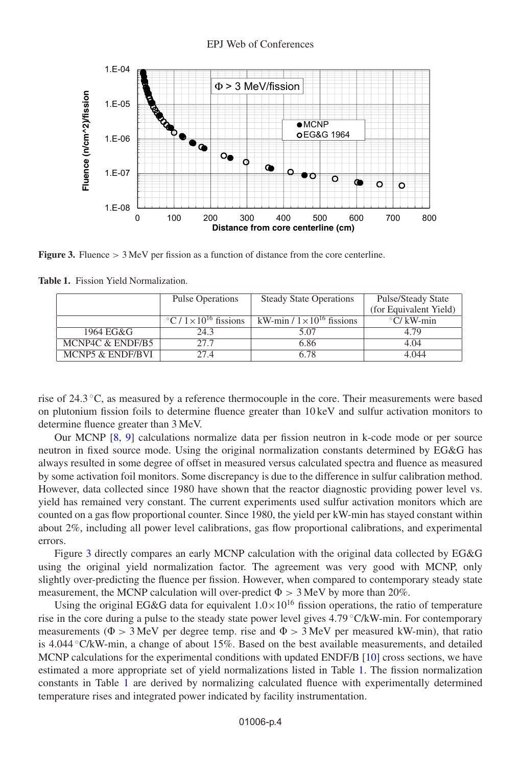**Figure 3.** Fluence > 3 MeV per fission as a function of distance from the core centerline.

**Table 1.** Fission Yield Normalization.

| | Pulse Operations | Steady State Operations | Pulse/Steady State (for Equivalent Yield) |
|---|---|---|---|
| | $^{\circ}$C / $1\times10^{16}$ fissions | kW-min / $1\times10^{16}$ fissions | $^{\circ}$C/ kW-min |
| 1964 EG&G | 24.3 | 5.07 | 4.79 |
| MCNP4C & ENDF/B5 | 27.7 | 6.86 | 4.04 |
| MCNP5 & ENDF/BVI | 27.4 | 6.78 | 4.044 |

rise of 24.3 $^{\circ}$C, as measured by a reference thermocouple in the core. Their measurements were based on plutonium fission foils to determine fluence greater than 10 keV and sulfur activation monitors to determine fluence greater than 3 MeV.

Our MCNP [8, 9] calculations normalize data per fission neutron in k-code mode or per source neutron in fixed source mode. Using the original normalization constants determined by EG&G has always resulted in some degree of offset in measured versus calculated spectra and fluence as measured by some activation foil monitors. Some discrepancy is due to the difference in sulfur calibration method. However, data collected since 1980 have shown that the reactor diagnostic providing power level vs. yield has remained very constant. The current experiments used sulfur activation monitors which are counted on a gas flow proportional counter. Since 1980, the yield per kW-min has stayed constant within about 2%, including all power level calibrations, gas flow proportional calibrations, and experimental errors.

Figure 3 directly compares an early MCNP calculation with the original data collected by EG&G using the original yield normalization factor. The agreement was very good with MCNP, only slightly over-predicting the fluence per fission. However, when compared to contemporary steady state measurement, the MCNP calculation will over-predict $\Phi > 3$ MeV by more than 20%.

Using the original EG&G data for equivalent $1.0\times10^{16}$ fission operations, the ratio of temperature rise in the core during a pulse to the steady state power level gives 4.79 $^{\circ}$C/kW-min. For contemporary measurements ($\Phi > 3$ MeV per degree temp. rise and $\Phi > 3$ MeV per measured kW-min), that ratio is 4.044 $^{\circ}$C/kW-min, a change of about 15%. Based on the best available measurements, and detailed MCNP calculations for the experimental conditions with updated ENDF/B [10] cross sections, we have estimated a more appropriate set of yield normalizations listed in Table 1. The fission normalization constants in Table 1 are derived by normalizing calculated fluence with experimentally determined temperature rises and integrated power indicated by facility instrumentation.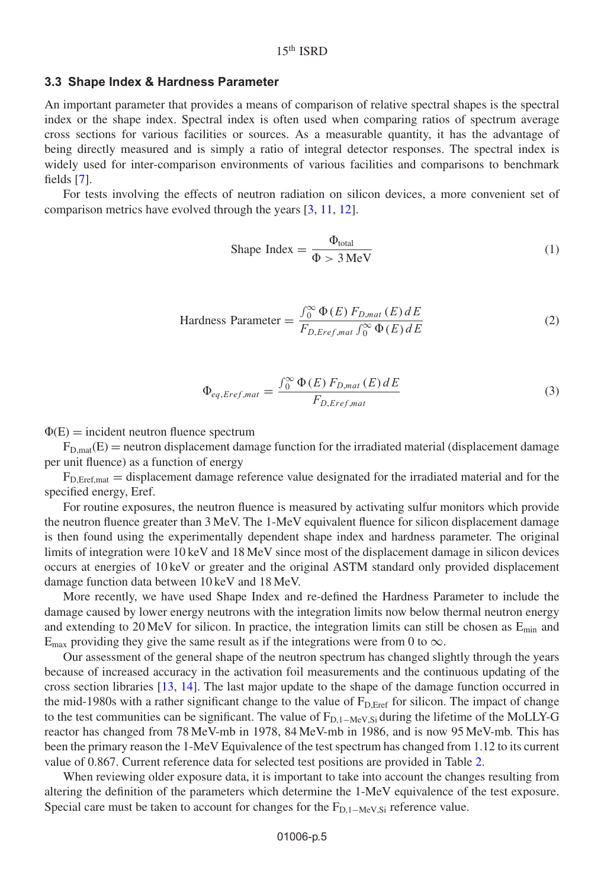### 3.3 Shape Index & Hardness Parameter

An important parameter that provides a means of comparison of relative spectral shapes is the spectral index or the shape index. Spectral index is often used when comparing ratios of spectrum average cross sections for various facilities or sources. As a measurable quantity, it has the advantage of being directly measured and is simply a ratio of integral detector responses. The spectral index is widely used for inter-comparison environments of various facilities and comparisons to benchmark fields [7].

For tests involving the effects of neutron radiation on silicon devices, a more convenient set of comparison metrics have evolved through the years [3, 11, 12].

$$\text{Shape Index} = \frac{\Phi_{\text{total}}}{\Phi > 3\,\text{MeV}} \tag{1}$$

$$\text{Hardness Parameter} = \frac{\int_0^\infty \Phi(E)\, F_{D,mat}(E)\, dE}{F_{D,Eref,mat} \int_0^\infty \Phi(E)\, dE} \tag{2}$$

$$\Phi_{eq,Eref,mat} = \frac{\int_0^\infty \Phi(E)\, F_{D,mat}(E)\, dE}{F_{D,Eref,mat}} \tag{3}$$

$\Phi(E)$ = incident neutron fluence spectrum

$F_{D,mat}(E)$ = neutron displacement damage function for the irradiated material (displacement damage per unit fluence) as a function of energy

$F_{D,Eref,mat}$ = displacement damage reference value designated for the irradiated material and for the specified energy, Eref.

For routine exposures, the neutron fluence is measured by activating sulfur monitors which provide the neutron fluence greater than 3 MeV. The 1-MeV equivalent fluence for silicon displacement damage is then found using the experimentally dependent shape index and hardness parameter. The original limits of integration were 10 keV and 18 MeV since most of the displacement damage in silicon devices occurs at energies of 10 keV or greater and the original ASTM standard only provided displacement damage function data between 10 keV and 18 MeV.

More recently, we have used Shape Index and re-defined the Hardness Parameter to include the damage caused by lower energy neutrons with the integration limits now below thermal neutron energy and extending to 20 MeV for silicon. In practice, the integration limits can still be chosen as $E_{min}$ and $E_{max}$ providing they give the same result as if the integrations were from 0 to $\infty$.

Our assessment of the general shape of the neutron spectrum has changed slightly through the years because of increased accuracy in the activation foil measurements and the continuous updating of the cross section libraries [13, 14]. The last major update to the shape of the damage function occurred in the mid-1980s with a rather significant change to the value of $F_{D,Eref}$ for silicon. The impact of change to the test communities can be significant. The value of $F_{D,1-MeV,Si}$ during the lifetime of the MoLLY-G reactor has changed from 78 MeV-mb in 1978, 84 MeV-mb in 1986, and is now 95 MeV-mb. This has been the primary reason the 1-MeV Equivalence of the test spectrum has changed from 1.12 to its current value of 0.867. Current reference data for selected test positions are provided in Table 2.

When reviewing older exposure data, it is important to take into account the changes resulting from altering the definition of the parameters which determine the 1-MeV equivalence of the test exposure. Special care must be taken to account for changes for the $F_{D,1-MeV,Si}$ reference value.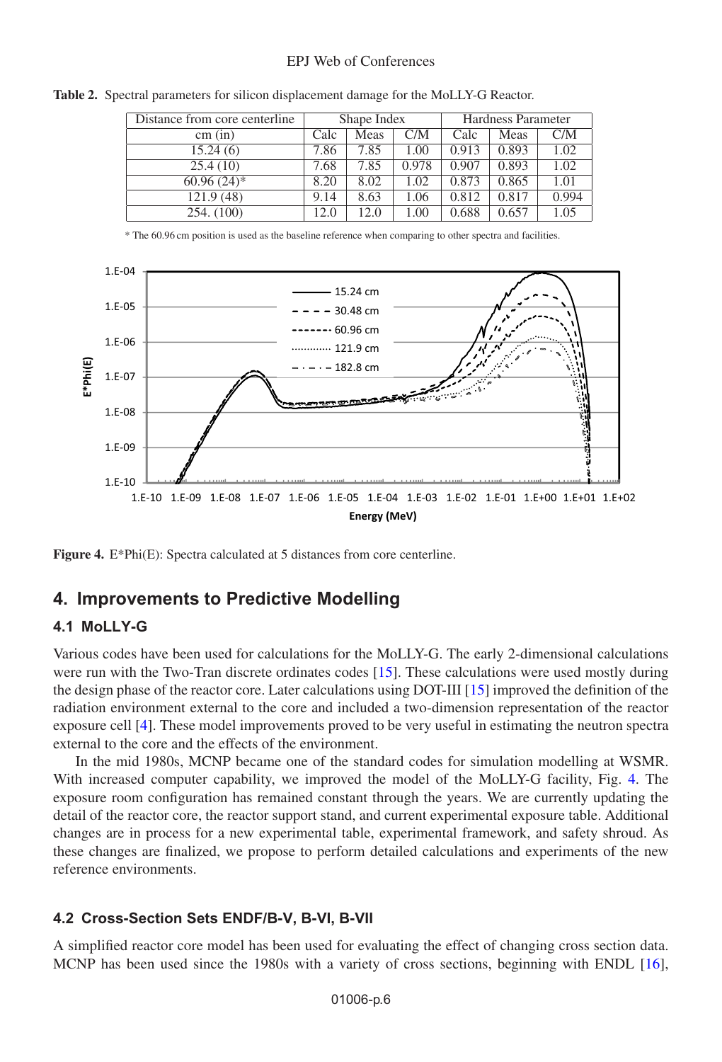**Table 2.** Spectral parameters for silicon displacement damage for the MoLLY-G Reactor.

| Distance from core centerline | Shape Index | | | Hardness Parameter | | |
|---|---|---|---|---|---|---|
| cm (in) | Calc | Meas | C/M | Calc | Meas | C/M |
| 15.24 (6) | 7.86 | 7.85 | 1.00 | 0.913 | 0.893 | 1.02 |
| 25.4 (10) | 7.68 | 7.85 | 0.978 | 0.907 | 0.893 | 1.02 |
| 60.96 (24)* | 8.20 | 8.02 | 1.02 | 0.873 | 0.865 | 1.01 |
| 121.9 (48) | 9.14 | 8.63 | 1.06 | 0.812 | 0.817 | 0.994 |
| 254. (100) | 12.0 | 12.0 | 1.00 | 0.688 | 0.657 | 1.05 |

* The 60.96 cm position is used as the baseline reference when comparing to other spectra and facilities.

**Figure 4.** E*Phi(E): Spectra calculated at 5 distances from core centerline.

## 4. Improvements to Predictive Modelling

### 4.1 MoLLY-G

Various codes have been used for calculations for the MoLLY-G. The early 2-dimensional calculations were run with the Two-Tran discrete ordinates codes [15]. These calculations were used mostly during the design phase of the reactor core. Later calculations using DOT-III [15] improved the definition of the radiation environment external to the core and included a two-dimension representation of the reactor exposure cell [4]. These model improvements proved to be very useful in estimating the neutron spectra external to the core and the effects of the environment.

In the mid 1980s, MCNP became one of the standard codes for simulation modelling at WSMR. With increased computer capability, we improved the model of the MoLLY-G facility, Fig. 4. The exposure room configuration has remained constant through the years. We are currently updating the detail of the reactor core, the reactor support stand, and current experimental exposure table. Additional changes are in process for a new experimental table, experimental framework, and safety shroud. As these changes are finalized, we propose to perform detailed calculations and experiments of the new reference environments.

### 4.2 Cross-Section Sets ENDF/B-V, B-VI, B-VII

A simplified reactor core model has been used for evaluating the effect of changing cross section data. MCNP has been used since the 1980s with a variety of cross sections, beginning with ENDL [16],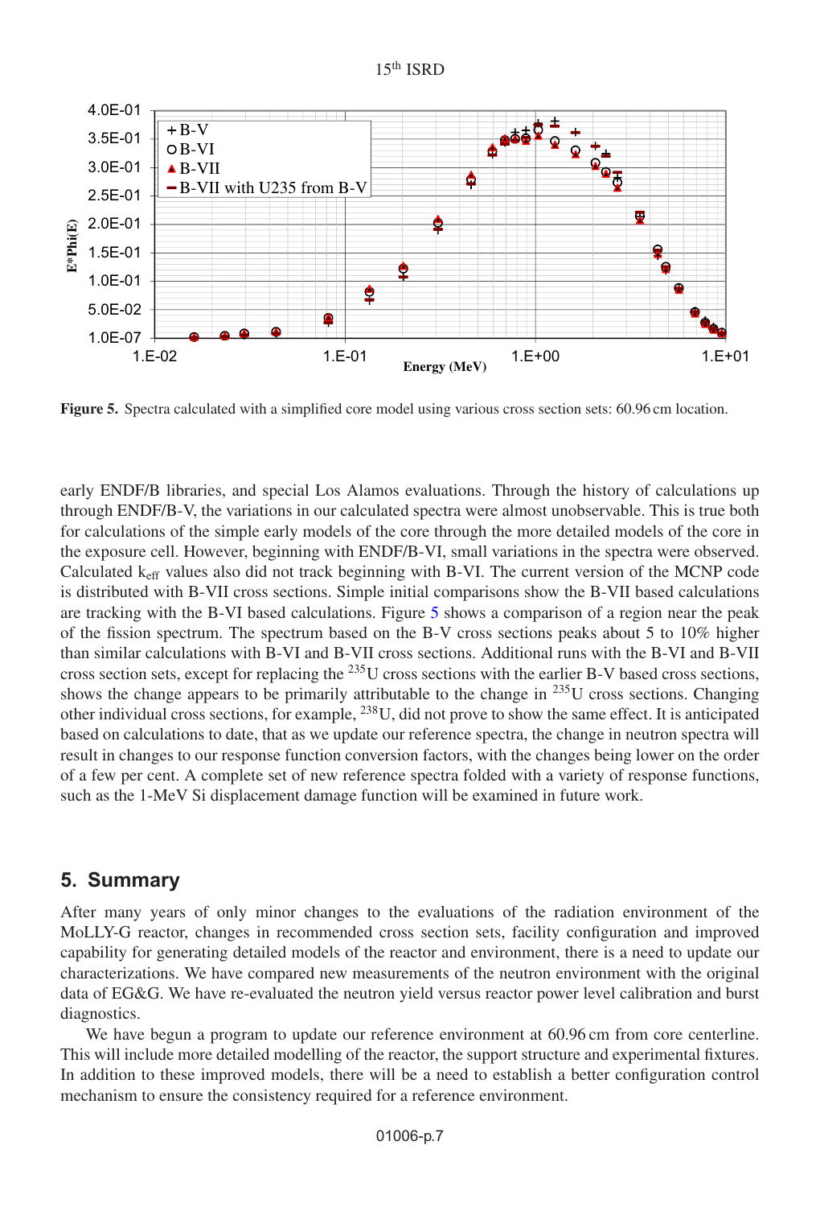**Figure 5.** Spectra calculated with a simplified core model using various cross section sets: 60.96 cm location.

early ENDF/B libraries, and special Los Alamos evaluations. Through the history of calculations up through ENDF/B-V, the variations in our calculated spectra were almost unobservable. This is true both for calculations of the simple early models of the core through the more detailed models of the core in the exposure cell. However, beginning with ENDF/B-VI, small variations in the spectra were observed. Calculated $k_{eff}$ values also did not track beginning with B-VI. The current version of the MCNP code is distributed with B-VII cross sections. Simple initial comparisons show the B-VII based calculations are tracking with the B-VI based calculations. Figure 5 shows a comparison of a region near the peak of the fission spectrum. The spectrum based on the B-V cross sections peaks about 5 to 10% higher than similar calculations with B-VI and B-VII cross sections. Additional runs with the B-VI and B-VII cross section sets, except for replacing the $^{235}$U cross sections with the earlier B-V based cross sections, shows the change appears to be primarily attributable to the change in $^{235}$U cross sections. Changing other individual cross sections, for example, $^{238}$U, did not prove to show the same effect. It is anticipated based on calculations to date, that as we update our reference spectra, the change in neutron spectra will result in changes to our response function conversion factors, with the changes being lower on the order of a few per cent. A complete set of new reference spectra folded with a variety of response functions, such as the 1-MeV Si displacement damage function will be examined in future work.

## 5. Summary

After many years of only minor changes to the evaluations of the radiation environment of the MoLLY-G reactor, changes in recommended cross section sets, facility configuration and improved capability for generating detailed models of the reactor and environment, there is a need to update our characterizations. We have compared new measurements of the neutron environment with the original data of EG&G. We have re-evaluated the neutron yield versus reactor power level calibration and burst diagnostics.

We have begun a program to update our reference environment at 60.96 cm from core centerline. This will include more detailed modelling of the reactor, the support structure and experimental fixtures. In addition to these improved models, there will be a need to establish a better configuration control mechanism to ensure the consistency required for a reference environment.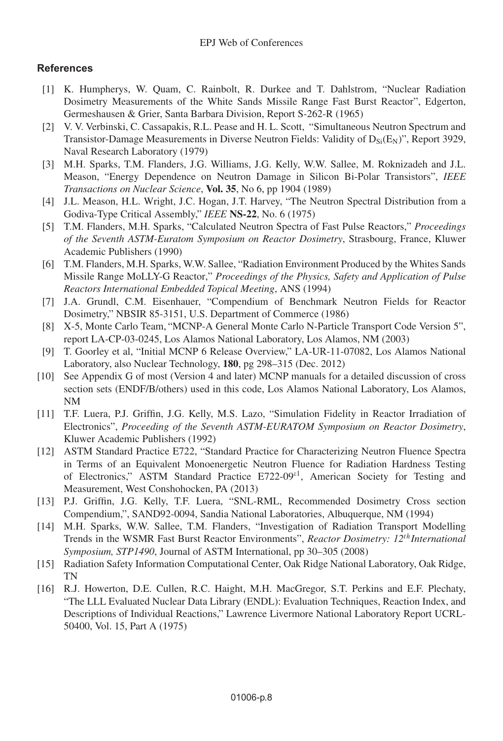## References

[1] K. Humpherys, W. Quam, C. Rainbolt, R. Durkee and T. Dahlstrom, "Nuclear Radiation Dosimetry Measurements of the White Sands Missile Range Fast Burst Reactor", Edgerton, Germeshausen & Grier, Santa Barbara Division, Report S-262-R (1965)

[2] V. V. Verbinski, C. Cassapakis, R.L. Pease and H. L. Scott, "Simultaneous Neutron Spectrum and Transistor-Damage Measurements in Diverse Neutron Fields: Validity of $D_{Si}(E_N)$", Report 3929, Naval Research Laboratory (1979)

[3] M.H. Sparks, T.M. Flanders, J.G. Williams, J.G. Kelly, W.W. Sallee, M. Roknizadeh and J.L. Meason, "Energy Dependence on Neutron Damage in Silicon Bi-Polar Transistors", *IEEE Transactions on Nuclear Science*, **Vol. 35**, No 6, pp 1904 (1989)

[4] J.L. Meason, H.L. Wright, J.C. Hogan, J.T. Harvey, "The Neutron Spectral Distribution from a Godiva-Type Critical Assembly," *IEEE* **NS-22**, No. 6 (1975)

[5] T.M. Flanders, M.H. Sparks, "Calculated Neutron Spectra of Fast Pulse Reactors," *Proceedings of the Seventh ASTM-Euratom Symposium on Reactor Dosimetry*, Strasbourg, France, Kluwer Academic Publishers (1990)

[6] T.M. Flanders, M.H. Sparks, W.W. Sallee, "Radiation Environment Produced by the Whites Sands Missile Range MoLLY-G Reactor," *Proceedings of the Physics, Safety and Application of Pulse Reactors International Embedded Topical Meeting*, ANS (1994)

[7] J.A. Grundl, C.M. Eisenhauer, "Compendium of Benchmark Neutron Fields for Reactor Dosimetry," NBSIR 85-3151, U.S. Department of Commerce (1986)

[8] X-5, Monte Carlo Team, "MCNP-A General Monte Carlo N-Particle Transport Code Version 5", report LA-CP-03-0245, Los Alamos National Laboratory, Los Alamos, NM (2003)

[9] T. Goorley et al, "Initial MCNP 6 Release Overview," LA-UR-11-07082, Los Alamos National Laboratory, also Nuclear Technology, **180**, pg 298–315 (Dec. 2012)

[10] See Appendix G of most (Version 4 and later) MCNP manuals for a detailed discussion of cross section sets (ENDF/B/others) used in this code, Los Alamos National Laboratory, Los Alamos, NM

[11] T.F. Luera, P.J. Griffin, J.G. Kelly, M.S. Lazo, "Simulation Fidelity in Reactor Irradiation of Electronics", *Proceeding of the Seventh ASTM-EURATOM Symposium on Reactor Dosimetry*, Kluwer Academic Publishers (1992)

[12] ASTM Standard Practice E722, "Standard Practice for Characterizing Neutron Fluence Spectra in Terms of an Equivalent Monoenergetic Neutron Fluence for Radiation Hardness Testing of Electronics," ASTM Standard Practice E722-09$^{\varepsilon 1}$, American Society for Testing and Measurement, West Conshohocken, PA (2013)

[13] P.J. Griffin, J.G. Kelly, T.F. Luera, "SNL-RML, Recommended Dosimetry Cross section Compendium,", SAND92-0094, Sandia National Laboratories, Albuquerque, NM (1994)

[14] M.H. Sparks, W.W. Sallee, T.M. Flanders, "Investigation of Radiation Transport Modelling Trends in the WSMR Fast Burst Reactor Environments", *Reactor Dosimetry: 12$^{th}$ International Symposium, STP1490*, Journal of ASTM International, pp 30–305 (2008)

[15] Radiation Safety Information Computational Center, Oak Ridge National Laboratory, Oak Ridge, TN

[16] R.J. Howerton, D.E. Cullen, R.C. Haight, M.H. MacGregor, S.T. Perkins and E.F. Plechaty, "The LLL Evaluated Nuclear Data Library (ENDL): Evaluation Techniques, Reaction Index, and Descriptions of Individual Reactions," Lawrence Livermore National Laboratory Report UCRL-50400, Vol. 15, Part A (1975)